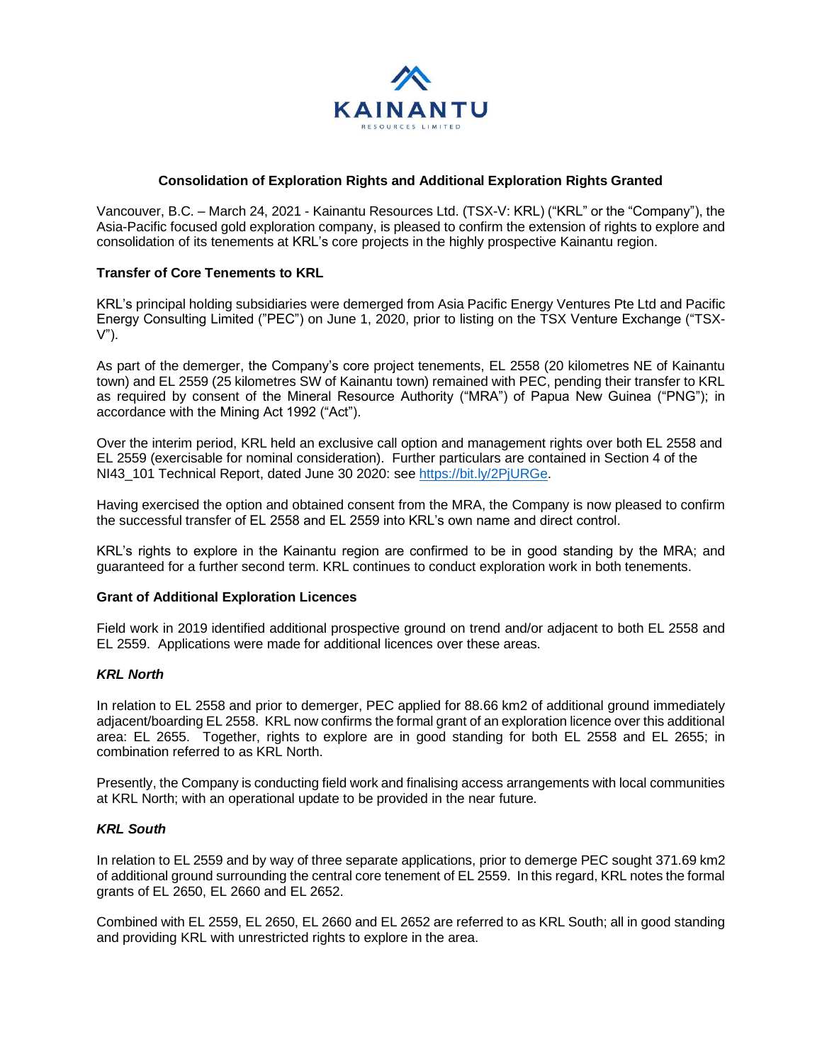**Consolidation of Exploration Rights and Additional Exploration Rights Granted**

Vancouver, B.C. – March 24, 2021 - Kainantu Resources Ltd. (TSX-V: KRL) ("KRL" or the "Company"), the Asia-Pacific focused gold exploration company, is pleased to confirm the extension of rights to explore and consolidation of its tenements at KRL's core projects in the highly prospective Kainantu region.

**Transfer of Core Tenements to KRL**

KRL's principal holding subsidiaries were demerged from Asia Pacific Energy Ventures Pte Ltd and Pacific Energy Consulting Limited ("PEC") on June 1, 2020, prior to listing on the TSX Venture Exchange ("TSX-V").

As part of the demerger, the Company's core project tenements, EL 2558 (20 kilometres NE of Kainantu town) and EL 2559 (25 kilometres SW of Kainantu town) remained with PEC, pending their transfer to KRL as required by consent of the Mineral Resource Authority ("MRA") of Papua New Guinea ("PNG"); in accordance with the Mining Act 1992 ("Act").

Over the interim period, KRL held an exclusive call option and management rights over both EL 2558 and EL 2559 (exercisable for nominal consideration). Further particulars are contained in Section 4 of the NI43_101 Technical Report, dated June 30 2020: see [https://bit.ly/2PjURGe](https://bit.ly/2PjURGe).

Having exercised the option and obtained consent from the MRA, the Company is now pleased to confirm the successful transfer of EL 2558 and EL 2559 into KRL's own name and direct control.

KRL's rights to explore in the Kainantu region are confirmed to be in good standing by the MRA; and guaranteed for a further second term. KRL continues to conduct exploration work in both tenements.

**Grant of Additional Exploration Licences**

Field work in 2019 identified additional prospective ground on trend and/or adjacent to both EL 2558 and EL 2559. Applications were made for additional licences over these areas.

***KRL North***

In relation to EL 2558 and prior to demerger, PEC applied for 88.66 km2 of additional ground immediately adjacent/boarding EL 2558. KRL now confirms the formal grant of an exploration licence over this additional area: EL 2655. Together, rights to explore are in good standing for both EL 2558 and EL 2655; in combination referred to as KRL North.

Presently, the Company is conducting field work and finalising access arrangements with local communities at KRL North; with an operational update to be provided in the near future.

***KRL South***

In relation to EL 2559 and by way of three separate applications, prior to demerge PEC sought 371.69 km2 of additional ground surrounding the central core tenement of EL 2559. In this regard, KRL notes the formal grants of EL 2650, EL 2660 and EL 2652.

Combined with EL 2559, EL 2650, EL 2660 and EL 2652 are referred to as KRL South; all in good standing and providing KRL with unrestricted rights to explore in the area.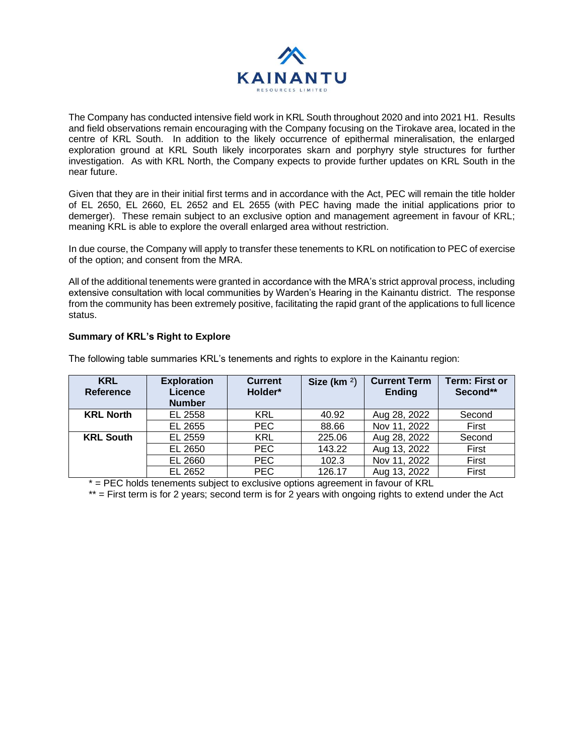The Company has conducted intensive field work in KRL South throughout 2020 and into 2021 H1. Results and field observations remain encouraging with the Company focusing on the Tirokave area, located in the centre of KRL South. In addition to the likely occurrence of epithermal mineralisation, the enlarged exploration ground at KRL South likely incorporates skarn and porphyry style structures for further investigation. As with KRL North, the Company expects to provide further updates on KRL South in the near future.

Given that they are in their initial first terms and in accordance with the Act, PEC will remain the title holder of EL 2650, EL 2660, EL 2652 and EL 2655 (with PEC having made the initial applications prior to demerger). These remain subject to an exclusive option and management agreement in favour of KRL; meaning KRL is able to explore the overall enlarged area without restriction.

In due course, the Company will apply to transfer these tenements to KRL on notification to PEC of exercise of the option; and consent from the MRA.

All of the additional tenements were granted in accordance with the MRA's strict approval process, including extensive consultation with local communities by Warden's Hearing in the Kainantu district. The response from the community has been extremely positive, facilitating the rapid grant of the applications to full licence status.

**Summary of KRL's Right to Explore**

The following table summaries KRL's tenements and rights to explore in the Kainantu region:

| KRL Reference | Exploration Licence Number | Current Holder* | Size ($km^2$) | Current Term Ending | Term: First or Second** |
|---|---|---|---|---|---|
| **KRL North** | EL 2558 | KRL | 40.92 | Aug 28, 2022 | Second |
| | EL 2655 | PEC | 88.66 | Nov 11, 2022 | First |
| **KRL South** | EL 2559 | KRL | 225.06 | Aug 28, 2022 | Second |
| | EL 2650 | PEC | 143.22 | Aug 13, 2022 | First |
| | EL 2660 | PEC | 102.3 | Nov 11, 2022 | First |
| | EL 2652 | PEC | 126.17 | Aug 13, 2022 | First |

\* = PEC holds tenements subject to exclusive options agreement in favour of KRL

\*\* = First term is for 2 years; second term is for 2 years with ongoing rights to extend under the Act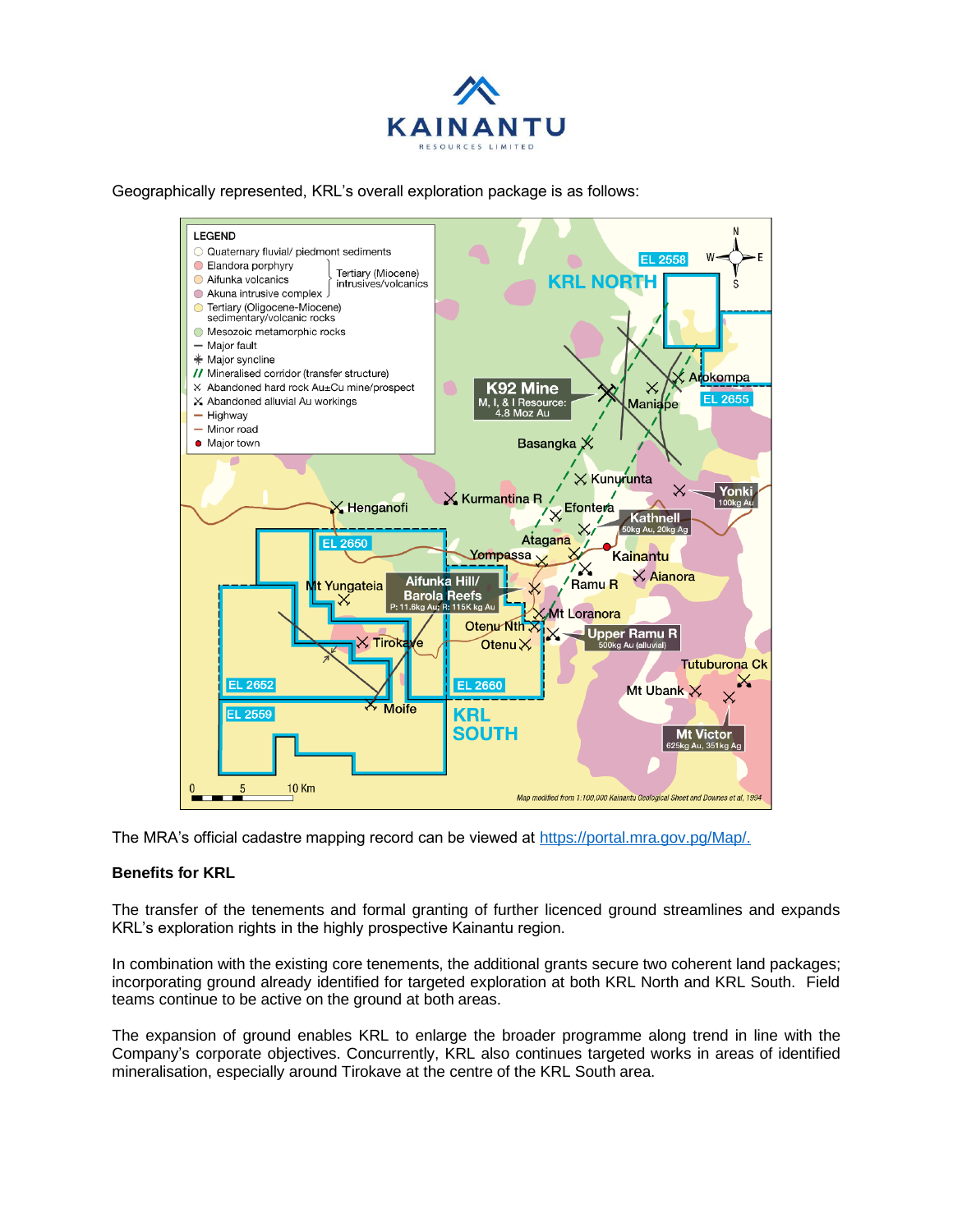Geographically represented, KRL's overall exploration package is as follows:

The MRA's official cadastre mapping record can be viewed at https://portal.mra.gov.pg/Map/.

**Benefits for KRL**

The transfer of the tenements and formal granting of further licenced ground streamlines and expands KRL's exploration rights in the highly prospective Kainantu region.

In combination with the existing core tenements, the additional grants secure two coherent land packages; incorporating ground already identified for targeted exploration at both KRL North and KRL South. Field teams continue to be active on the ground at both areas.

The expansion of ground enables KRL to enlarge the broader programme along trend in line with the Company's corporate objectives. Concurrently, KRL also continues targeted works in areas of identified mineralisation, especially around Tirokave at the centre of the KRL South area.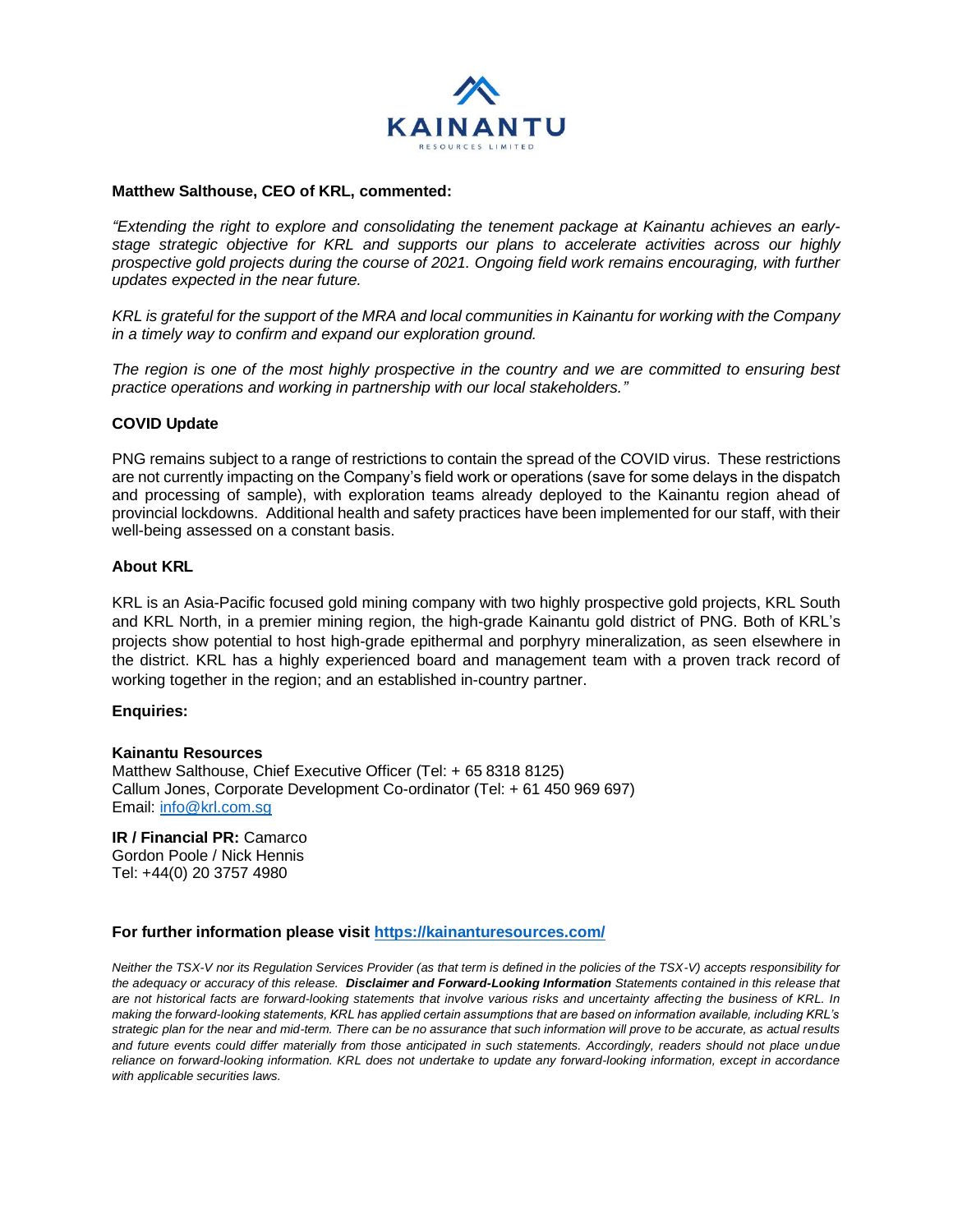**Matthew Salthouse, CEO of KRL, commented:**

*"Extending the right to explore and consolidating the tenement package at Kainantu achieves an early-stage strategic objective for KRL and supports our plans to accelerate activities across our highly prospective gold projects during the course of 2021. Ongoing field work remains encouraging, with further updates expected in the near future.*

*KRL is grateful for the support of the MRA and local communities in Kainantu for working with the Company in a timely way to confirm and expand our exploration ground.*

*The region is one of the most highly prospective in the country and we are committed to ensuring best practice operations and working in partnership with our local stakeholders."*

**COVID Update**

PNG remains subject to a range of restrictions to contain the spread of the COVID virus. These restrictions are not currently impacting on the Company's field work or operations (save for some delays in the dispatch and processing of sample), with exploration teams already deployed to the Kainantu region ahead of provincial lockdowns. Additional health and safety practices have been implemented for our staff, with their well-being assessed on a constant basis.

**About KRL**

KRL is an Asia-Pacific focused gold mining company with two highly prospective gold projects, KRL South and KRL North, in a premier mining region, the high-grade Kainantu gold district of PNG. Both of KRL's projects show potential to host high-grade epithermal and porphyry mineralization, as seen elsewhere in the district. KRL has a highly experienced board and management team with a proven track record of working together in the region; and an established in-country partner.

**Enquiries:**

**Kainantu Resources**
Matthew Salthouse, Chief Executive Officer (Tel: + 65 8318 8125)
Callum Jones, Corporate Development Co-ordinator (Tel: + 61 450 969 697)
Email: info@krl.com.sg

**IR / Financial PR:** Camarco
Gordon Poole / Nick Hennis
Tel: +44(0) 20 3757 4980

**For further information please visit https://kainanturesources.com/**

*Neither the TSX-V nor its Regulation Services Provider (as that term is defined in the policies of the TSX-V) accepts responsibility for the adequacy or accuracy of this release.* ***Disclaimer and Forward-Looking Information*** *Statements contained in this release that are not historical facts are forward-looking statements that involve various risks and uncertainty affecting the business of KRL. In making the forward-looking statements, KRL has applied certain assumptions that are based on information available, including KRL's strategic plan for the near and mid-term. There can be no assurance that such information will prove to be accurate, as actual results and future events could differ materially from those anticipated in such statements. Accordingly, readers should not place undue reliance on forward-looking information. KRL does not undertake to update any forward-looking information, except in accordance with applicable securities laws.*